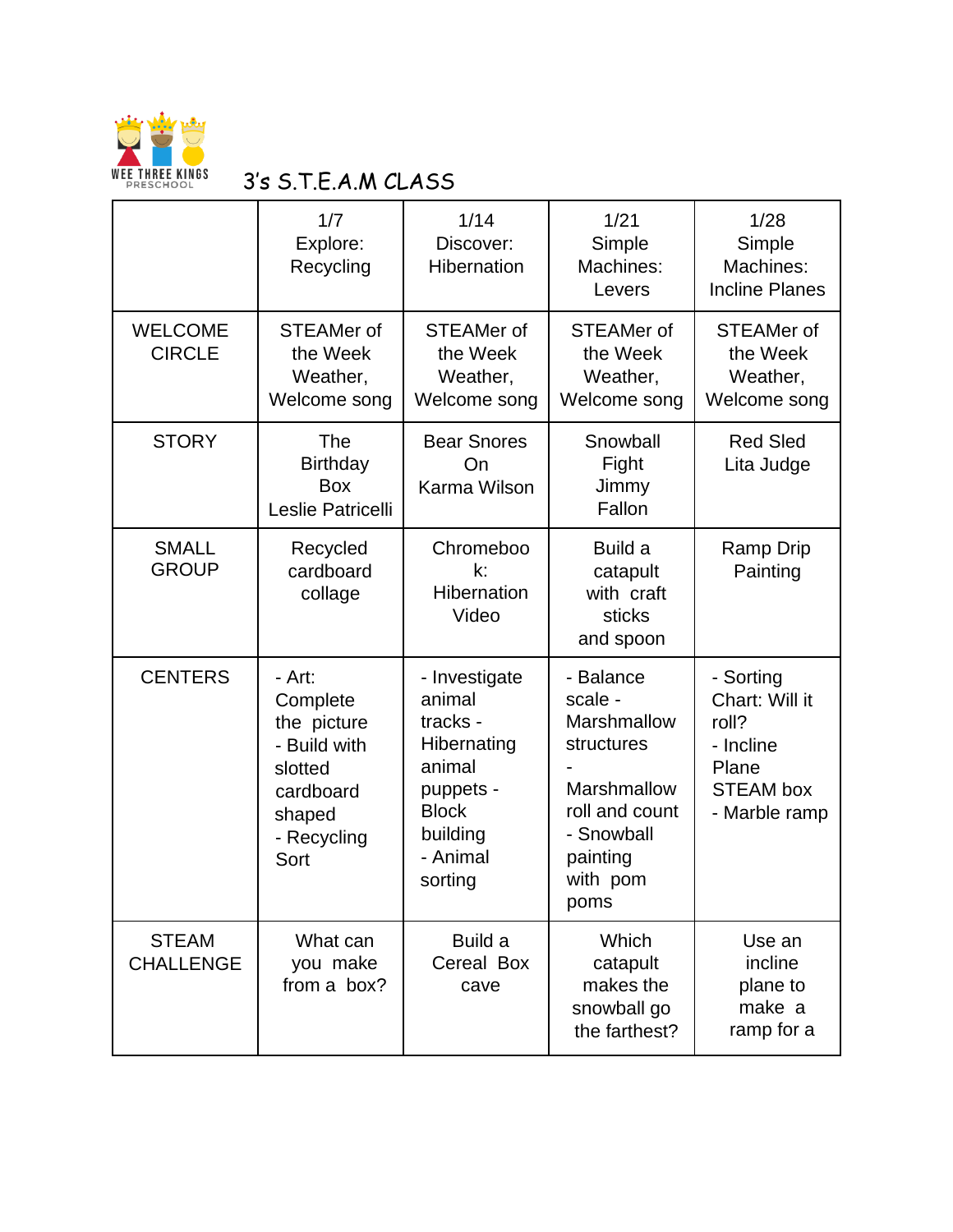WEE THREE KINGS PRESCHOOL

# 3's S.T.E.A.M CLASS

| | 1/7 Explore: Recycling | 1/14 Discover: Hibernation | 1/21 Simple Machines: Levers | 1/28 Simple Machines: Incline Planes |
|---|---|---|---|---|
| WELCOME CIRCLE | STEAMer of the Week Weather, Welcome song | STEAMer of the Week Weather, Welcome song | STEAMer of the Week Weather, Welcome song | STEAMer of the Week Weather, Welcome song |
| STORY | The Birthday Box Leslie Patricelli | Bear Snores On Karma Wilson | Snowball Fight Jimmy Fallon | Red Sled Lita Judge |
| SMALL GROUP | Recycled cardboard collage | Chromebook: Hibernation Video | Build a catapult with craft sticks and spoon | Ramp Drip Painting |
| CENTERS | - Art: Complete the picture<br>- Build with slotted cardboard shaped<br>- Recycling Sort | - Investigate animal tracks - Hibernating animal puppets - Block building<br>- Animal sorting | - Balance scale - Marshmallow structures<br>- Marshmallow roll and count<br>- Snowball painting with pom poms | - Sorting Chart: Will it roll?<br>- Incline Plane STEAM box<br>- Marble ramp |
| STEAM CHALLENGE | What can you make from a box? | Build a Cereal Box cave | Which catapult makes the snowball go the farthest? | Use an incline plane to make a ramp for a |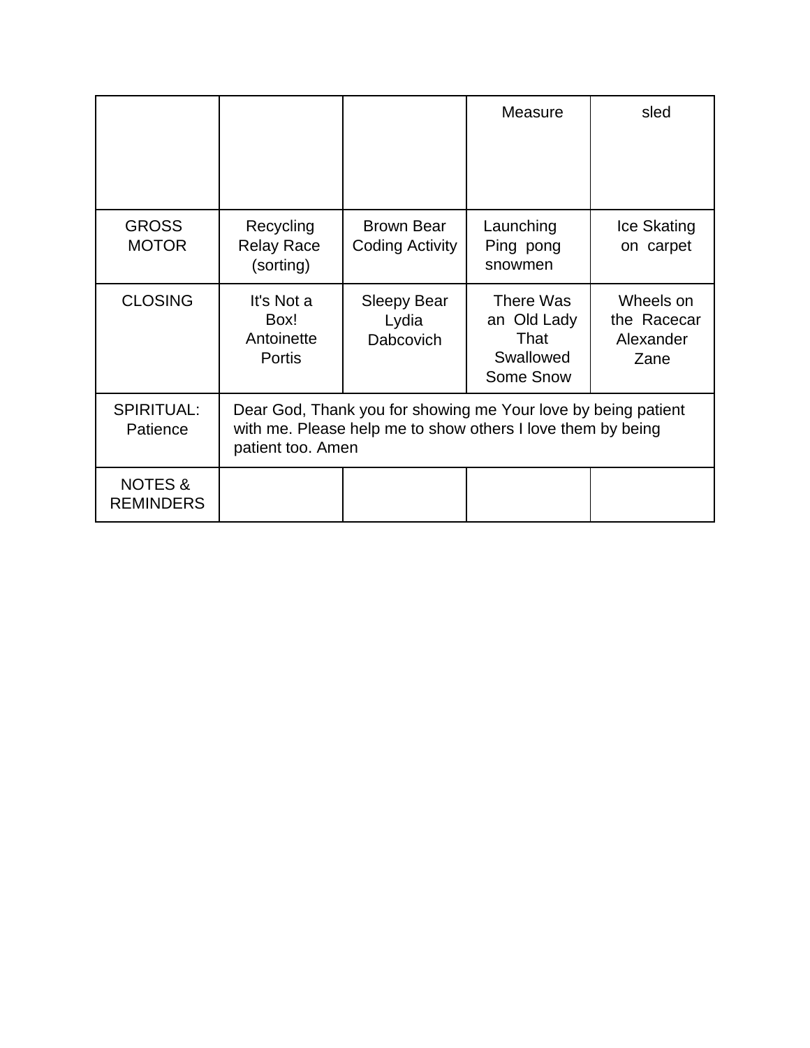| | | | | |
|---|---|---|---|---|
| | | | Measure | sled |
| GROSS MOTOR | Recycling Relay Race (sorting) | Brown Bear Coding Activity | Launching Ping pong snowmen | Ice Skating on carpet |
| CLOSING | It's Not a Box! Antoinette Portis | Sleepy Bear Lydia Dabcovich | There Was an Old Lady That Swallowed Some Snow | Wheels on the Racecar Alexander Zane |
| SPIRITUAL: Patience | Dear God, Thank you for showing me Your love by being patient with me. Please help me to show others I love them by being patient too. Amen | | | |
| NOTES & REMINDERS | | | | |